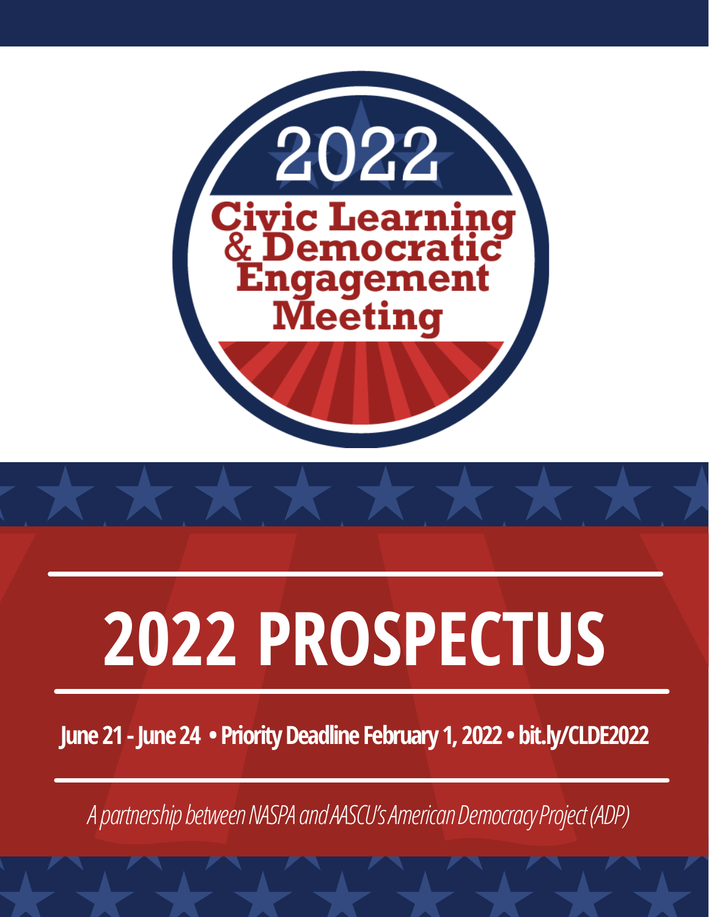2022

Civic Learning & Democratic Engagement Meeting

# 2022 PROSPECTUS

**June 21 - June 24 • Priority Deadline February 1, 2022 • bit.ly/CLDE2022**

*A partnership between NASPA and AASCU's American Democracy Project (ADP)*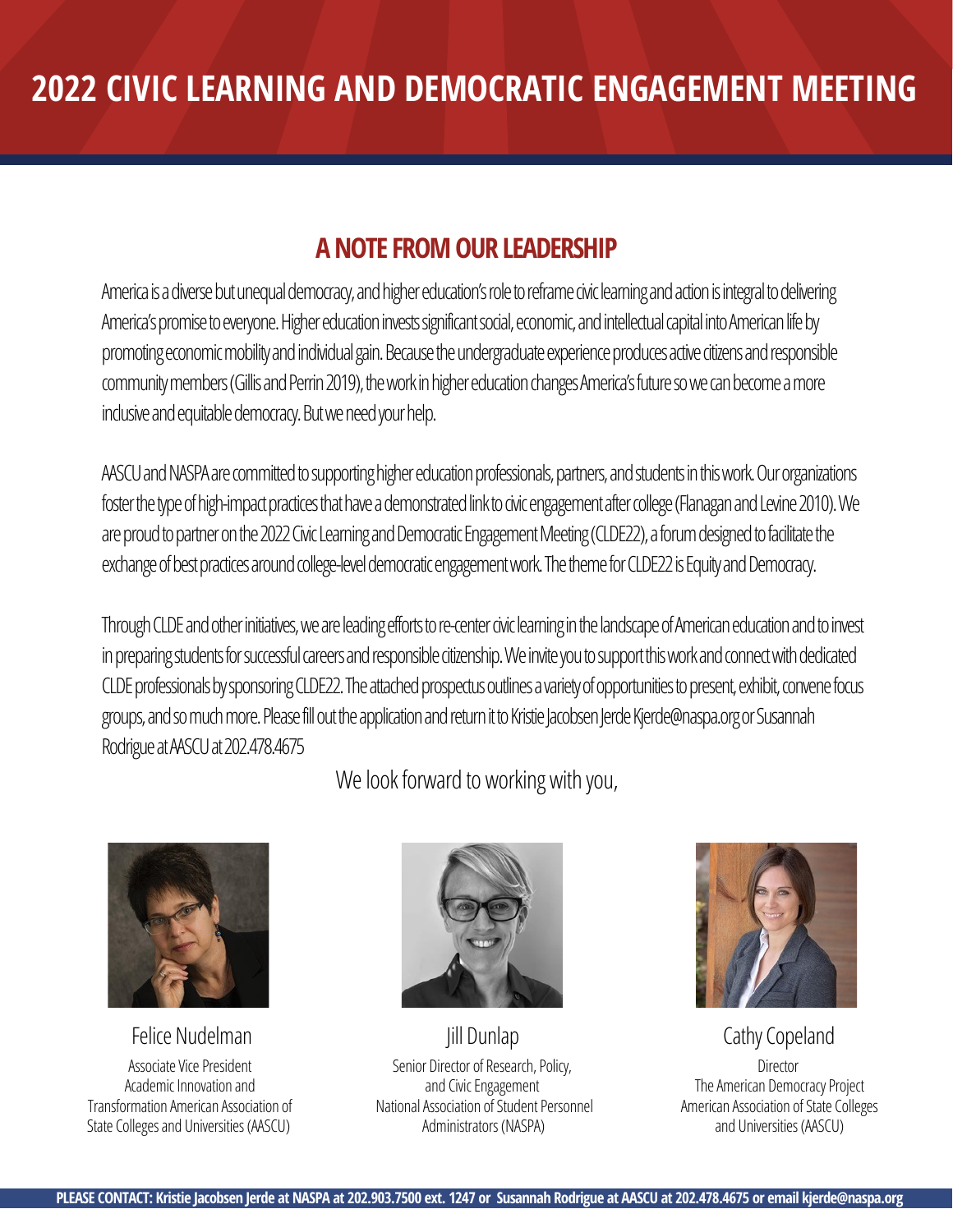# 2022 CIVIC LEARNING AND DEMOCRATIC ENGAGEMENT MEETING

## A NOTE FROM OUR LEADERSHIP

America is a diverse but unequal democracy, and higher education's role to reframe civic learning and action is integral to delivering America's promise to everyone. Higher education invests significant social, economic, and intellectual capital into American life by promoting economic mobility and individual gain. Because the undergraduate experience produces active citizens and responsible community members (Gillis and Perrin 2019), the work in higher education changes America's future so we can become a more inclusive and equitable democracy. But we need your help.

AASCU and NASPA are committed to supporting higher education professionals, partners, and students in this work. Our organizations foster the type of high-impact practices that have a demonstrated link to civic engagement after college (Flanagan and Levine 2010). We are proud to partner on the 2022 Civic Learning and Democratic Engagement Meeting (CLDE22), a forum designed to facilitate the exchange of best practices around college-level democratic engagement work. The theme for CLDE22 is Equity and Democracy.

Through CLDE and other initiatives, we are leading efforts to re-center civic learning in the landscape of American education and to invest in preparing students for successful careers and responsible citizenship. We invite you to support this work and connect with dedicated CLDE professionals by sponsoring CLDE22. The attached prospectus outlines a variety of opportunities to present, exhibit, convene focus groups, and so much more. Please fill out the application and return it to Kristie Jacobsen Jerde Kjerde@naspa.org or Susannah Rodrigue at AASCU at 202.478.4675

We look forward to working with you,

Felice Nudelman
Associate Vice President
Academic Innovation and Transformation American Association of State Colleges and Universities (AASCU)

Jill Dunlap
Senior Director of Research, Policy, and Civic Engagement
National Association of Student Personnel Administrators (NASPA)

Cathy Copeland
Director
The American Democracy Project
American Association of State Colleges and Universities (AASCU)

**PLEASE CONTACT: Kristie Jacobsen Jerde at NASPA at 202.903.7500 ext. 1247 or Susannah Rodrigue at AASCU at 202.478.4675 or email kjerde@naspa.org**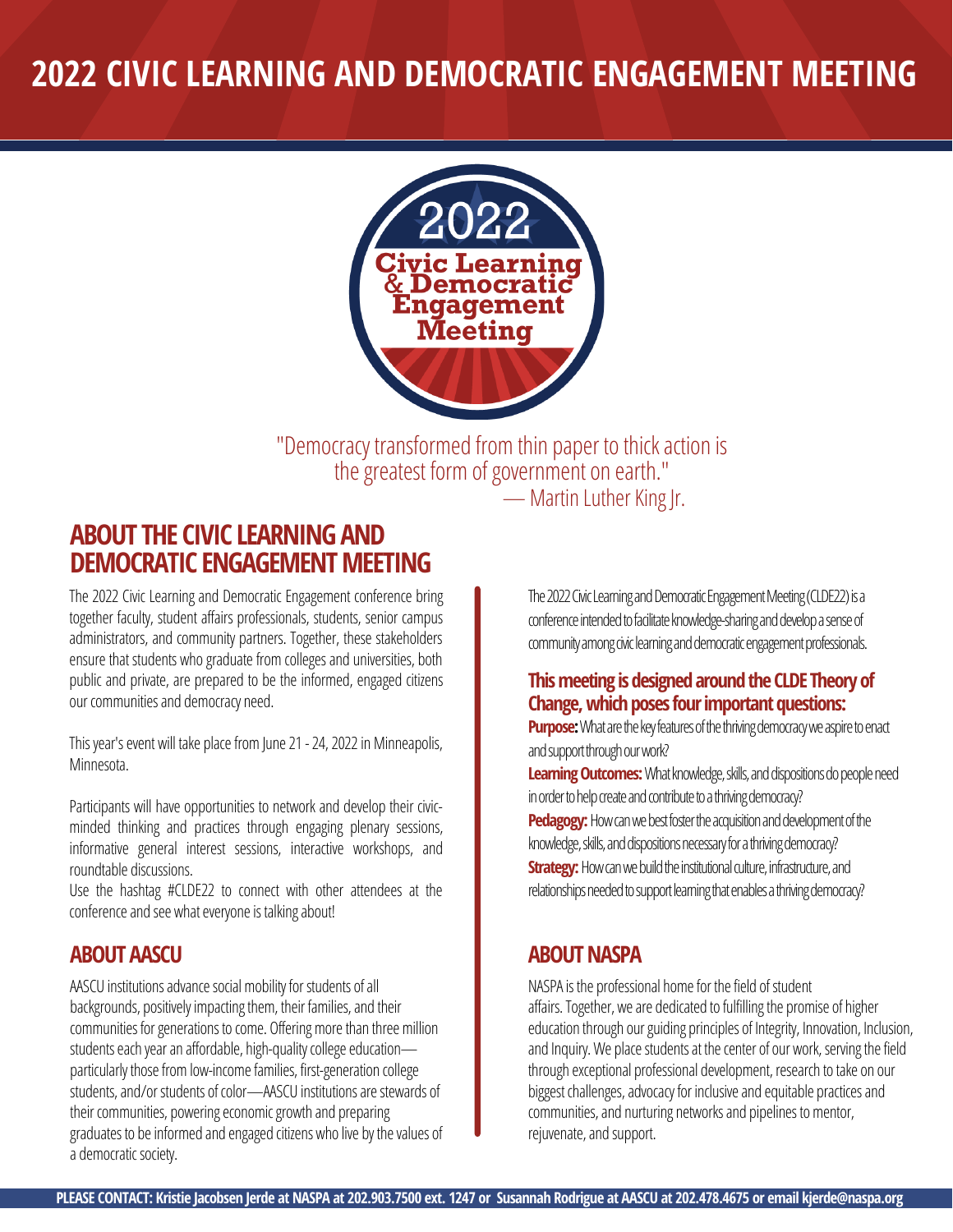# 2022 CIVIC LEARNING AND DEMOCRATIC ENGAGEMENT MEETING

"Democracy transformed from thin paper to thick action is the greatest form of government on earth."
— Martin Luther King Jr.

## ABOUT THE CIVIC LEARNING AND DEMOCRATIC ENGAGEMENT MEETING

The 2022 Civic Learning and Democratic Engagement conference bring together faculty, student affairs professionals, students, senior campus administrators, and community partners. Together, these stakeholders ensure that students who graduate from colleges and universities, both public and private, are prepared to be the informed, engaged citizens our communities and democracy need.

This year's event will take place from June 21 - 24, 2022 in Minneapolis, Minnesota.

Participants will have opportunities to network and develop their civic-minded thinking and practices through engaging plenary sessions, informative general interest sessions, interactive workshops, and roundtable discussions.

Use the hashtag #CLDE22 to connect with other attendees at the conference and see what everyone is talking about!

The 2022 Civic Learning and Democratic Engagement Meeting (CLDE22) is a conference intended to facilitate knowledge-sharing and develop a sense of community among civic learning and democratic engagement professionals.

### This meeting is designed around the CLDE Theory of Change, which poses four important questions:

**Purpose:** What are the key features of the thriving democracy we aspire to enact and support through our work?

**Learning Outcomes:** What knowledge, skills, and dispositions do people need in order to help create and contribute to a thriving democracy?

**Pedagogy:** How can we best foster the acquisition and development of the knowledge, skills, and dispositions necessary for a thriving democracy?

**Strategy:** How can we build the institutional culture, infrastructure, and relationships needed to support learning that enables a thriving democracy?

## ABOUT AASCU

AASCU institutions advance social mobility for students of all backgrounds, positively impacting them, their families, and their communities for generations to come. Offering more than three million students each year an affordable, high-quality college education—particularly those from low-income families, first-generation college students, and/or students of color—AASCU institutions are stewards of their communities, powering economic growth and preparing graduates to be informed and engaged citizens who live by the values of a democratic society.

## ABOUT NASPA

NASPA is the professional home for the field of student affairs. Together, we are dedicated to fulfilling the promise of higher education through our guiding principles of Integrity, Innovation, Inclusion, and Inquiry. We place students at the center of our work, serving the field through exceptional professional development, research to take on our biggest challenges, advocacy for inclusive and equitable practices and communities, and nurturing networks and pipelines to mentor, rejuvenate, and support.

**PLEASE CONTACT: Kristie Jacobsen Jerde at NASPA at 202.903.7500 ext. 1247 or Susannah Rodrigue at AASCU at 202.478.4675 or email kjerde@naspa.org**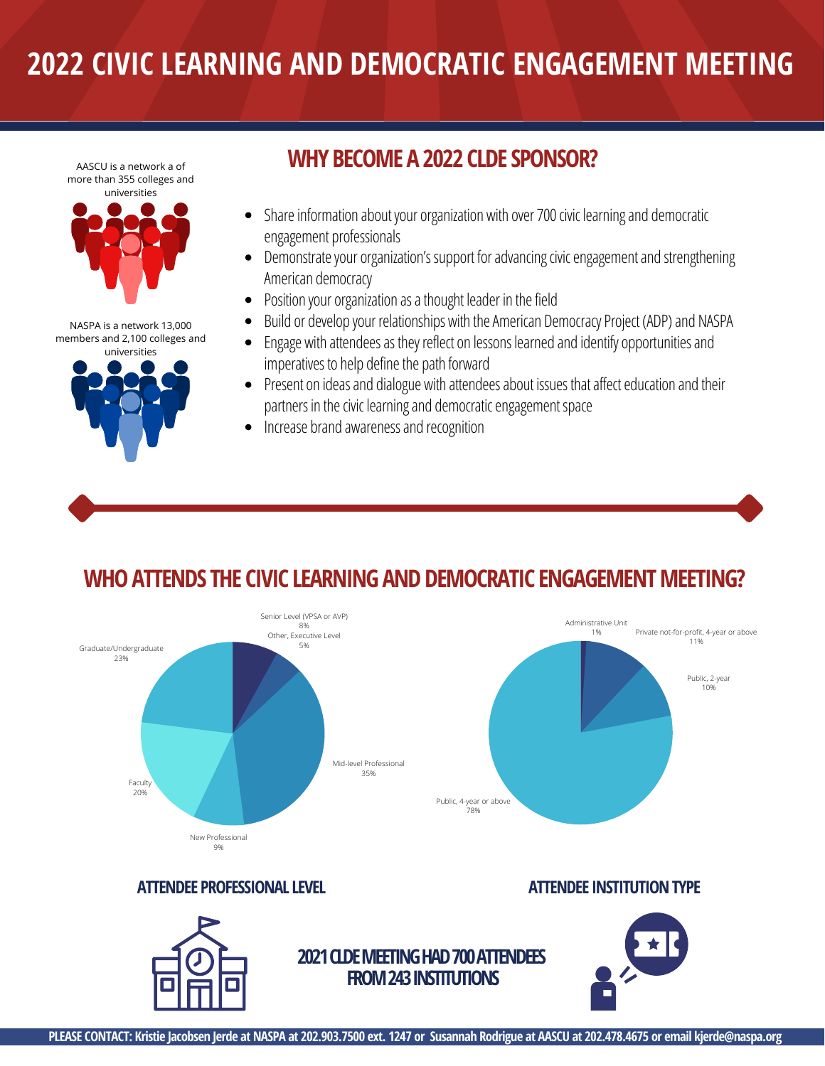# 2022 CIVIC LEARNING AND DEMOCRATIC ENGAGEMENT MEETING

AASCU is a network a of more than 355 colleges and universities

NASPA is a network 13,000 members and 2,100 colleges and universities

## WHY BECOME A 2022 CLDE SPONSOR?

- Share information about your organization with over 700 civic learning and democratic engagement professionals
- Demonstrate your organization's support for advancing civic engagement and strengthening American democracy
- Position your organization as a thought leader in the field
- Build or develop your relationships with the American Democracy Project (ADP) and NASPA
- Engage with attendees as they reflect on lessons learned and identify opportunities and imperatives to help define the path forward
- Present on ideas and dialogue with attendees about issues that affect education and their partners in the civic learning and democratic engagement space
- Increase brand awareness and recognition

## WHO ATTENDS THE CIVIC LEARNING AND DEMOCRATIC ENGAGEMENT MEETING?

### ATTENDEE PROFESSIONAL LEVEL

| Professional Level | Percentage |
|---|---|
| Senior Level (VPSA or AVP) | 8% |
| Other, Executive Level | 5% |
| Mid-level Professional | 35% |
| New Professional | 9% |
| Faculty | 20% |
| Graduate/Undergraduate | 23% |

### ATTENDEE INSTITUTION TYPE

| Institution Type | Percentage |
|---|---|
| Administrative Unit | 1% |
| Private not-for-profit, 4-year or above | 11% |
| Public, 2-year | 10% |
| Public, 4-year or above | 78% |

**2021 CLDE MEETING HAD 700 ATTENDEES FROM 243 INSTITUTIONS**

**PLEASE CONTACT: Kristie Jacobsen Jerde at NASPA at 202.903.7500 ext. 1247 or Susannah Rodrigue at AASCU at 202.478.4675 or email kjerde@naspa.org**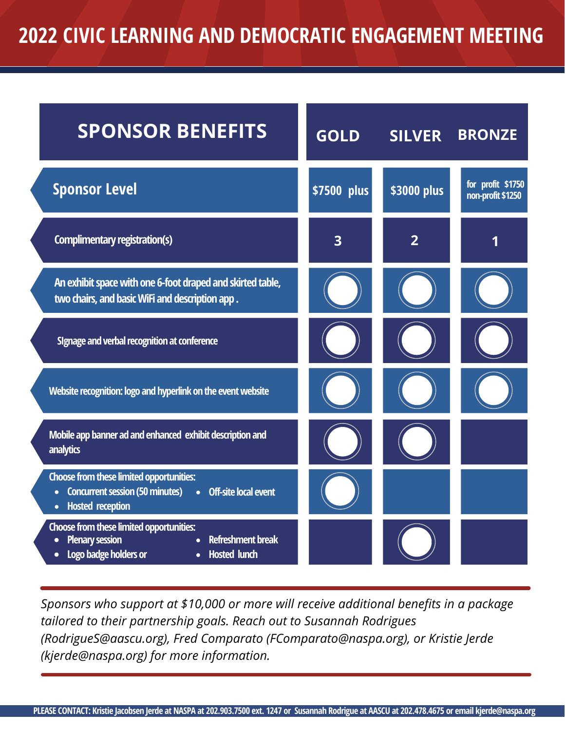# 2022 CIVIC LEARNING AND DEMOCRATIC ENGAGEMENT MEETING

| SPONSOR BENEFITS | GOLD | SILVER | BRONZE |
|---|---|---|---|
| Sponsor Level | $7500 plus | $3000 plus | for profit $1750 non-profit $1250 |
| Complimentary registration(s) | 3 | 2 | 1 |
| An exhibit space with one 6-foot draped and skirted table, two chairs, and basic WiFi and description app . | ○ | ○ | ○ |
| SIgnage and verbal recognition at conference | ○ | ○ | ○ |
| Website recognition: logo and hyperlink on the event website | ○ | ○ | ○ |
| Mobile app banner ad and enhanced exhibit description and analytics | ○ | ○ | |
| Choose from these limited opportunities: • Concurrent session (50 minutes) • Off-site local event • Hosted reception | ○ | | |
| Choose from these limited opportunities: • Plenary session • Refreshment break • Logo badge holders or • Hosted lunch | | ○ | |

*Sponsors who support at $10,000 or more will receive additional benefits in a package tailored to their partnership goals. Reach out to Susannah Rodrigues (RodrigueS@aascu.org), Fred Comparato (FComparato@naspa.org), or Kristie Jerde (kjerde@naspa.org) for more information.*

**PLEASE CONTACT: Kristie Jacobsen Jerde at NASPA at 202.903.7500 ext. 1247 or Susannah Rodrigue at AASCU at 202.478.4675 or email kjerde@naspa.org**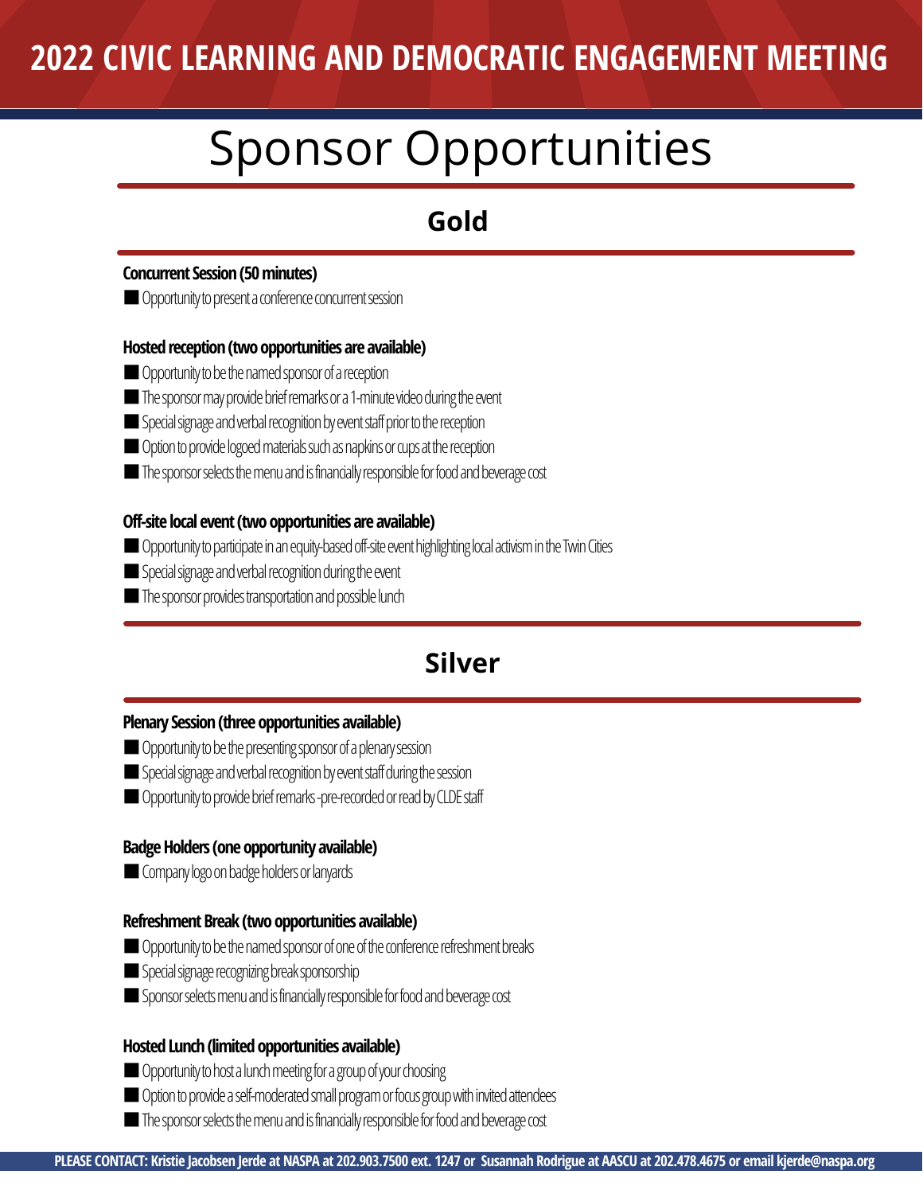# 2022 CIVIC LEARNING AND DEMOCRATIC ENGAGEMENT MEETING

# Sponsor Opportunities

## Gold

**Concurrent Session (50 minutes)**

- Opportunity to present a conference concurrent session

**Hosted reception (two opportunities are available)**

- Opportunity to be the named sponsor of a reception
- The sponsor may provide brief remarks or a 1-minute video during the event
- Special signage and verbal recognition by event staff prior to the reception
- Option to provide logoed materials such as napkins or cups at the reception
- The sponsor selects the menu and is financially responsible for food and beverage cost

**Off-site local event (two opportunities are available)**

- Opportunity to participate in an equity-based off-site event highlighting local activism in the Twin Cities
- Special signage and verbal recognition during the event
- The sponsor provides transportation and possible lunch

## Silver

**Plenary Session (three opportunities available)**

- Opportunity to be the presenting sponsor of a plenary session
- Special signage and verbal recognition by event staff during the session
- Opportunity to provide brief remarks -pre-recorded or read by CLDE staff

**Badge Holders (one opportunity available)**

- Company logo on badge holders or lanyards

**Refreshment Break (two opportunities available)**

- Opportunity to be the named sponsor of one of the conference refreshment breaks
- Special signage recognizing break sponsorship
- Sponsor selects menu and is financially responsible for food and beverage cost

**Hosted Lunch (limited opportunities available)**

- Opportunity to host a lunch meeting for a group of your choosing
- Option to provide a self-moderated small program or focus group with invited attendees
- The sponsor selects the menu and is financially responsible for food and beverage cost

**PLEASE CONTACT: Kristie Jacobsen Jerde at NASPA at 202.903.7500 ext. 1247 or Susannah Rodrigue at AASCU at 202.478.4675 or email kjerde@naspa.org**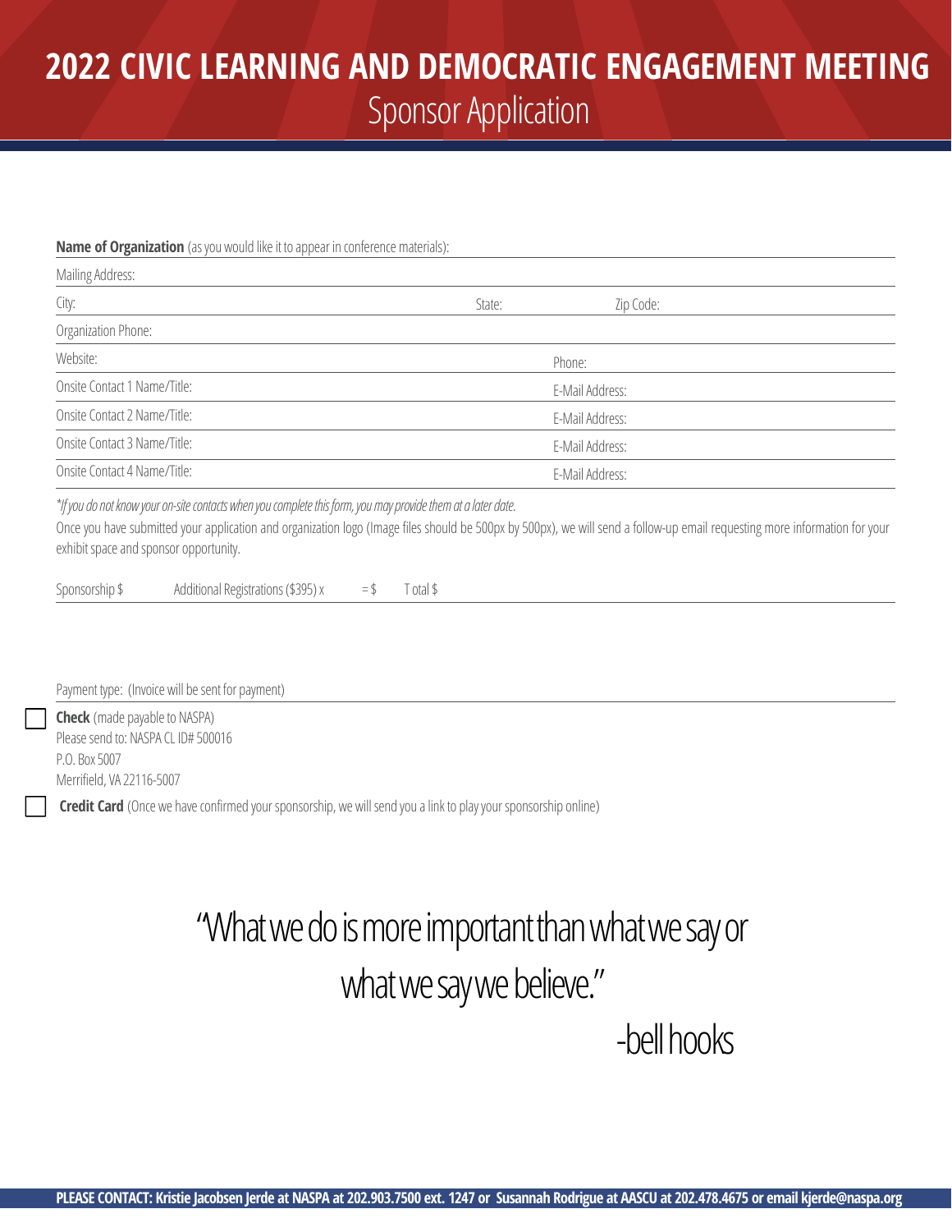# 2022 CIVIC LEARNING AND DEMOCRATIC ENGAGEMENT MEETING

## Sponsor Application

**Name of Organization** (as you would like it to appear in conference materials):

Mailing Address:

City: State: Zip Code:

Organization Phone:

Website: Phone:

Onsite Contact 1 Name/Title: E-Mail Address:

Onsite Contact 2 Name/Title: E-Mail Address:

Onsite Contact 3 Name/Title: E-Mail Address:

Onsite Contact 4 Name/Title: E-Mail Address:

*\*If you do not know your on-site contacts when you complete this form, you may provide them at a later date.*

Once you have submitted your application and organization logo (Image files should be 500px by 500px), we will send a follow-up email requesting more information for your exhibit space and sponsor opportunity.

Sponsorship $ Additional Registrations ($395) x = $ Total $

Payment type: (Invoice will be sent for payment)

☐ **Check** (made payable to NASPA)
Please send to: NASPA CL ID# 500016
P.O. Box 5007
Merrifield, VA 22116-5007

☐ **Credit Card** (Once we have confirmed your sponsorship, we will send you a link to play your sponsorship online)

"What we do is more important than what we say or what we say we believe."

-bell hooks

**PLEASE CONTACT: Kristie Jacobsen Jerde at NASPA at 202.903.7500 ext. 1247 or Susannah Rodrigue at AASCU at 202.478.4675 or email kjerde@naspa.org**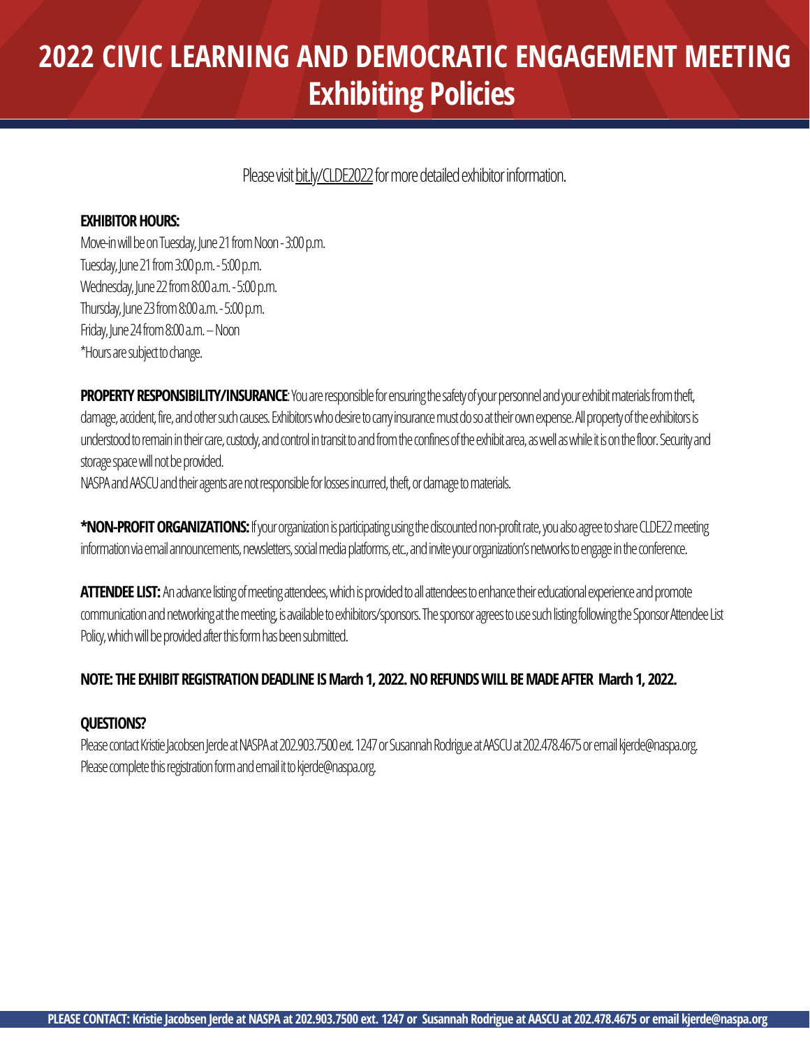# 2022 CIVIC LEARNING AND DEMOCRATIC ENGAGEMENT MEETING
## Exhibiting Policies

Please visit bit.ly/CLDE2022 for more detailed exhibitor information.

**EXHIBITOR HOURS:**

Move-in will be on Tuesday, June 21 from Noon - 3:00 p.m.
Tuesday, June 21 from 3:00 p.m. - 5:00 p.m.
Wednesday, June 22 from 8:00 a.m. - 5:00 p.m.
Thursday, June 23 from 8:00 a.m. - 5:00 p.m.
Friday, June 24 from 8:00 a.m. – Noon
*Hours are subject to change.

**PROPERTY RESPONSIBILITY/INSURANCE**: You are responsible for ensuring the safety of your personnel and your exhibit materials from theft, damage, accident, fire, and other such causes. Exhibitors who desire to carry insurance must do so at their own expense. All property of the exhibitors is understood to remain in their care, custody, and control in transit to and from the confines of the exhibit area, as well as while it is on the floor. Security and storage space will not be provided.
NASPA and AASCU and their agents are not responsible for losses incurred, theft, or damage to materials.

**\*NON-PROFIT ORGANIZATIONS:** If your organization is participating using the discounted non-profit rate, you also agree to share CLDE22 meeting information via email announcements, newsletters, social media platforms, etc., and invite your organization's networks to engage in the conference.

**ATTENDEE LIST:** An advance listing of meeting attendees, which is provided to all attendees to enhance their educational experience and promote communication and networking at the meeting, is available to exhibitors/sponsors. The sponsor agrees to use such listing following the Sponsor Attendee List Policy, which will be provided after this form has been submitted.

**NOTE: THE EXHIBIT REGISTRATION DEADLINE IS March 1, 2022. NO REFUNDS WILL BE MADE AFTER March 1, 2022.**

**QUESTIONS?**

Please contact Kristie Jacobsen Jerde at NASPA at 202.903.7500 ext. 1247 or Susannah Rodrigue at AASCU at 202.478.4675 or email kjerde@naspa.org.
Please complete this registration form and email it to kjerde@naspa.org.

**PLEASE CONTACT: Kristie Jacobsen Jerde at NASPA at 202.903.7500 ext. 1247 or Susannah Rodrigue at AASCU at 202.478.4675 or email kjerde@naspa.org**